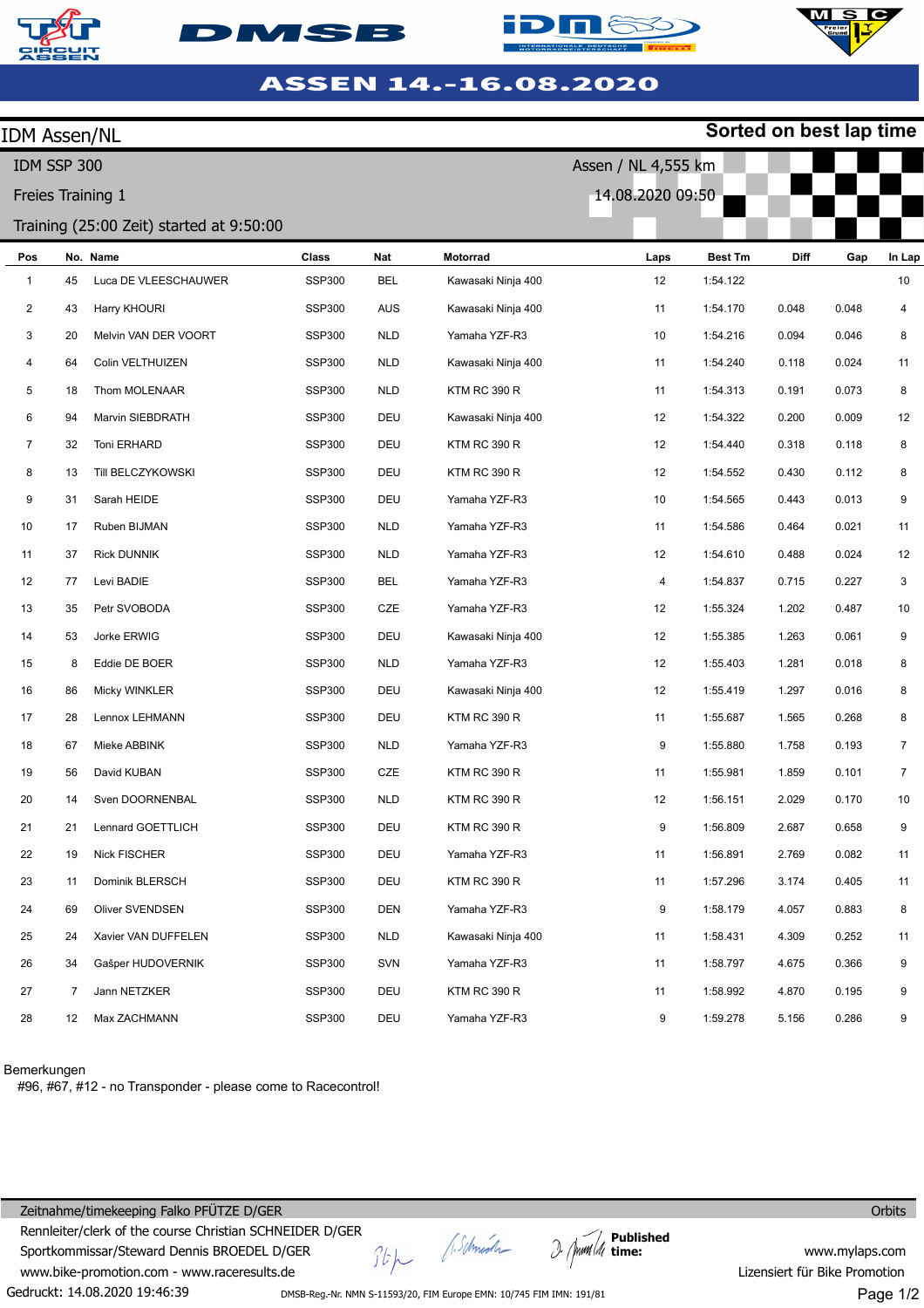# ASSEN 14.-16.08.2020

## IDM Assen/NL

**Sorted on best lap time**

IDM SSP 300

Freies Training 1

Training (25:00 Zeit) started at 9:50:00

Assen / NL 4,555 km

14.08.2020 09:50

| Pos | No. | Name | Class | Nat | Motorrad | Laps | Best Tm | Diff | Gap | In Lap |
|---|---|---|---|---|---|---|---|---|---|---|
| 1 | 45 | Luca DE VLEESCHAUWER | SSP300 | BEL | Kawasaki Ninja 400 | 12 | 1:54.122 | | | 10 |
| 2 | 43 | Harry KHOURI | SSP300 | AUS | Kawasaki Ninja 400 | 11 | 1:54.170 | 0.048 | 0.048 | 4 |
| 3 | 20 | Melvin VAN DER VOORT | SSP300 | NLD | Yamaha YZF-R3 | 10 | 1:54.216 | 0.094 | 0.046 | 8 |
| 4 | 64 | Colin VELTHUIZEN | SSP300 | NLD | Kawasaki Ninja 400 | 11 | 1:54.240 | 0.118 | 0.024 | 11 |
| 5 | 18 | Thom MOLENAAR | SSP300 | NLD | KTM RC 390 R | 11 | 1:54.313 | 0.191 | 0.073 | 8 |
| 6 | 94 | Marvin SIEBDRATH | SSP300 | DEU | Kawasaki Ninja 400 | 12 | 1:54.322 | 0.200 | 0.009 | 12 |
| 7 | 32 | Toni ERHARD | SSP300 | DEU | KTM RC 390 R | 12 | 1:54.440 | 0.318 | 0.118 | 8 |
| 8 | 13 | Till BELCZYKOWSKI | SSP300 | DEU | KTM RC 390 R | 12 | 1:54.552 | 0.430 | 0.112 | 8 |
| 9 | 31 | Sarah HEIDE | SSP300 | DEU | Yamaha YZF-R3 | 10 | 1:54.565 | 0.443 | 0.013 | 9 |
| 10 | 17 | Ruben BIJMAN | SSP300 | NLD | Yamaha YZF-R3 | 11 | 1:54.586 | 0.464 | 0.021 | 11 |
| 11 | 37 | Rick DUNNIK | SSP300 | NLD | Yamaha YZF-R3 | 12 | 1:54.610 | 0.488 | 0.024 | 12 |
| 12 | 77 | Levi BADIE | SSP300 | BEL | Yamaha YZF-R3 | 4 | 1:54.837 | 0.715 | 0.227 | 3 |
| 13 | 35 | Petr SVOBODA | SSP300 | CZE | Yamaha YZF-R3 | 12 | 1:55.324 | 1.202 | 0.487 | 10 |
| 14 | 53 | Jorke ERWIG | SSP300 | DEU | Kawasaki Ninja 400 | 12 | 1:55.385 | 1.263 | 0.061 | 9 |
| 15 | 8 | Eddie DE BOER | SSP300 | NLD | Yamaha YZF-R3 | 12 | 1:55.403 | 1.281 | 0.018 | 8 |
| 16 | 86 | Micky WINKLER | SSP300 | DEU | Kawasaki Ninja 400 | 12 | 1:55.419 | 1.297 | 0.016 | 8 |
| 17 | 28 | Lennox LEHMANN | SSP300 | DEU | KTM RC 390 R | 11 | 1:55.687 | 1.565 | 0.268 | 8 |
| 18 | 67 | Mieke ABBINK | SSP300 | NLD | Yamaha YZF-R3 | 9 | 1:55.880 | 1.758 | 0.193 | 7 |
| 19 | 56 | David KUBAN | SSP300 | CZE | KTM RC 390 R | 11 | 1:55.981 | 1.859 | 0.101 | 7 |
| 20 | 14 | Sven DOORNENBAL | SSP300 | NLD | KTM RC 390 R | 12 | 1:56.151 | 2.029 | 0.170 | 10 |
| 21 | 21 | Lennard GOETTLICH | SSP300 | DEU | KTM RC 390 R | 9 | 1:56.809 | 2.687 | 0.658 | 9 |
| 22 | 19 | Nick FISCHER | SSP300 | DEU | Yamaha YZF-R3 | 11 | 1:56.891 | 2.769 | 0.082 | 11 |
| 23 | 11 | Dominik BLERSCH | SSP300 | DEU | KTM RC 390 R | 11 | 1:57.296 | 3.174 | 0.405 | 11 |
| 24 | 69 | Oliver SVENDSEN | SSP300 | DEN | Yamaha YZF-R3 | 9 | 1:58.179 | 4.057 | 0.883 | 8 |
| 25 | 24 | Xavier VAN DUFFELEN | SSP300 | NLD | Kawasaki Ninja 400 | 11 | 1:58.431 | 4.309 | 0.252 | 11 |
| 26 | 34 | Gašper HUDOVERNIK | SSP300 | SVN | Yamaha YZF-R3 | 11 | 1:58.797 | 4.675 | 0.366 | 9 |
| 27 | 7 | Jann NETZKER | SSP300 | DEU | KTM RC 390 R | 11 | 1:58.992 | 4.870 | 0.195 | 9 |
| 28 | 12 | Max ZACHMANN | SSP300 | DEU | Yamaha YZF-R3 | 9 | 1:59.278 | 5.156 | 0.286 | 9 |

Bemerkungen

#96, #67, #12 - no Transponder - please come to Racecontrol!

Zeitnahme/timekeeping Falko PFÜTZE D/GER

Rennleiter/clerk of the course Christian SCHNEIDER D/GER

Sportkommissar/Steward Dennis BROEDEL D/GER

www.bike-promotion.com - www.raceresults.de

Published time:

Orbits

www.mylaps.com

Lizensiert für Bike Promotion

Gedruckt: 14.08.2020 19:46:39

DMSB-Reg.-Nr. NMN S-11593/20, FIM Europe EMN: 10/745 FIM IMN: 191/81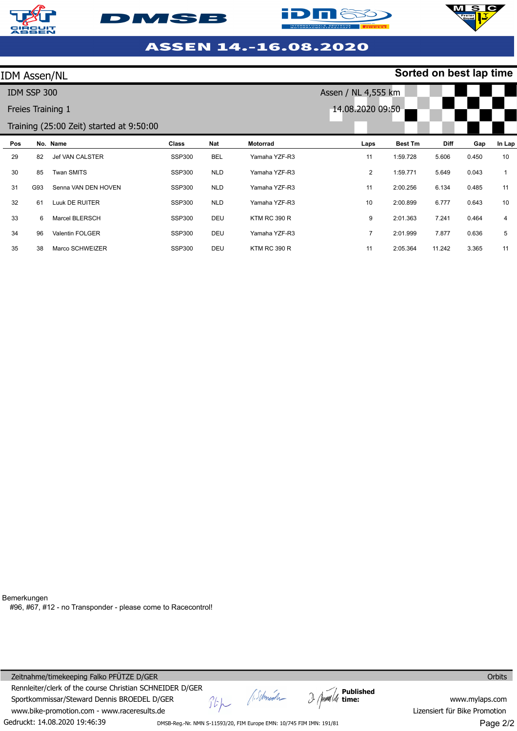## IDM Assen/NL

**Sorted on best lap time**

IDM SSP 300

Freies Training 1

Training (25:00 Zeit) started at 9:50:00

Assen / NL 4,555 km

14.08.2020 09:50

| Pos | No. | Name | Class | Nat | Motorrad | Laps | Best Tm | Diff | Gap | In Lap |
|---|---|---|---|---|---|---|---|---|---|---|
| 29 | 82 | Jef VAN CALSTER | SSP300 | BEL | Yamaha YZF-R3 | 11 | 1:59.728 | 5.606 | 0.450 | 10 |
| 30 | 85 | Twan SMITS | SSP300 | NLD | Yamaha YZF-R3 | 2 | 1:59.771 | 5.649 | 0.043 | 1 |
| 31 | G93 | Senna VAN DEN HOVEN | SSP300 | NLD | Yamaha YZF-R3 | 11 | 2:00.256 | 6.134 | 0.485 | 11 |
| 32 | 61 | Luuk DE RUITER | SSP300 | NLD | Yamaha YZF-R3 | 10 | 2:00.899 | 6.777 | 0.643 | 10 |
| 33 | 6 | Marcel BLERSCH | SSP300 | DEU | KTM RC 390 R | 9 | 2:01.363 | 7.241 | 0.464 | 4 |
| 34 | 96 | Valentin FOLGER | SSP300 | DEU | Yamaha YZF-R3 | 7 | 2:01.999 | 7.877 | 0.636 | 5 |
| 35 | 38 | Marco SCHWEIZER | SSP300 | DEU | KTM RC 390 R | 11 | 2:05.364 | 11.242 | 3.365 | 11 |

Bemerkungen

#96, #67, #12 - no Transponder - please come to Racecontrol!

Zeitnahme/timekeeping Falko PFÜTZE D/GER

Rennleiter/clerk of the course Christian SCHNEIDER D/GER

Sportkommissar/Steward Dennis BROEDEL D/GER

www.bike-promotion.com - www.raceresults.de

Gedruckt: 14.08.2020 19:46:39

**Published time:**

Orbits

www.mylaps.com

Lizensiert für Bike Promotion

DMSB-Reg.-Nr. NMN S-11593/20, FIM Europe EMN: 10/745 FIM IMN: 191/81